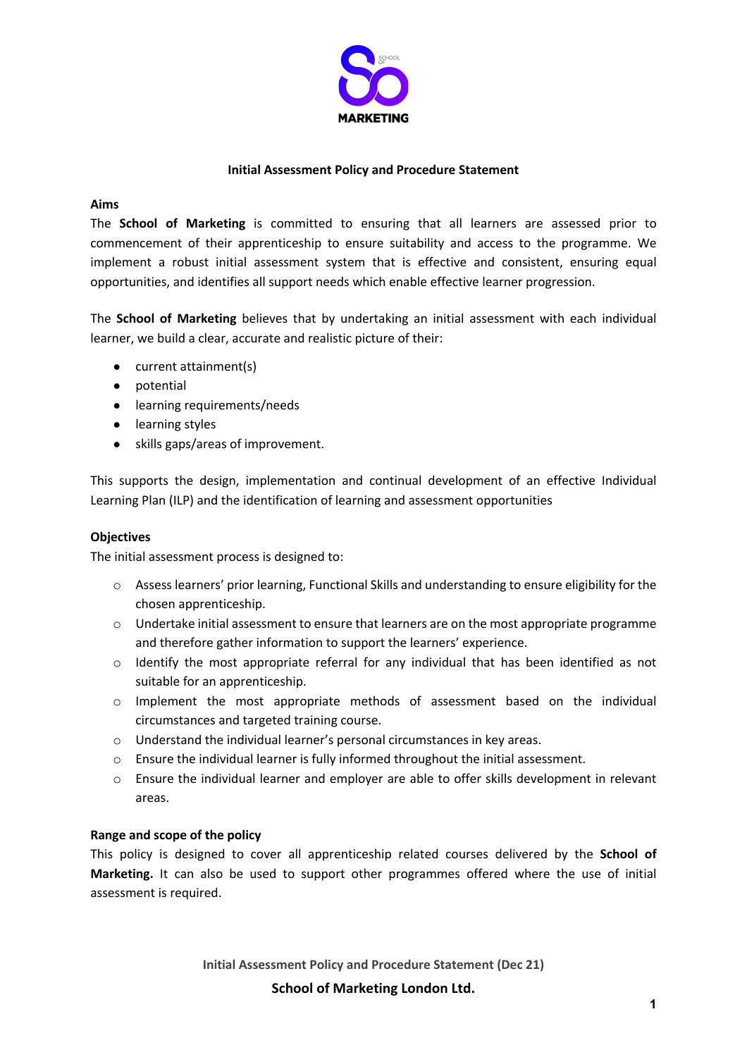# Initial Assessment Policy and Procedure Statement

## Aims

The **School of Marketing** is committed to ensuring that all learners are assessed prior to commencement of their apprenticeship to ensure suitability and access to the programme. We implement a robust initial assessment system that is effective and consistent, ensuring equal opportunities, and identifies all support needs which enable effective learner progression.

The **School of Marketing** believes that by undertaking an initial assessment with each individual learner, we build a clear, accurate and realistic picture of their:

- current attainment(s)
- potential
- learning requirements/needs
- learning styles
- skills gaps/areas of improvement.

This supports the design, implementation and continual development of an effective Individual Learning Plan (ILP) and the identification of learning and assessment opportunities

## Objectives

The initial assessment process is designed to:

- Assess learners' prior learning, Functional Skills and understanding to ensure eligibility for the chosen apprenticeship.
- Undertake initial assessment to ensure that learners are on the most appropriate programme and therefore gather information to support the learners' experience.
- Identify the most appropriate referral for any individual that has been identified as not suitable for an apprenticeship.
- Implement the most appropriate methods of assessment based on the individual circumstances and targeted training course.
- Understand the individual learner's personal circumstances in key areas.
- Ensure the individual learner is fully informed throughout the initial assessment.
- Ensure the individual learner and employer are able to offer skills development in relevant areas.

## Range and scope of the policy

This policy is designed to cover all apprenticeship related courses delivered by the **School of Marketing.** It can also be used to support other programmes offered where the use of initial assessment is required.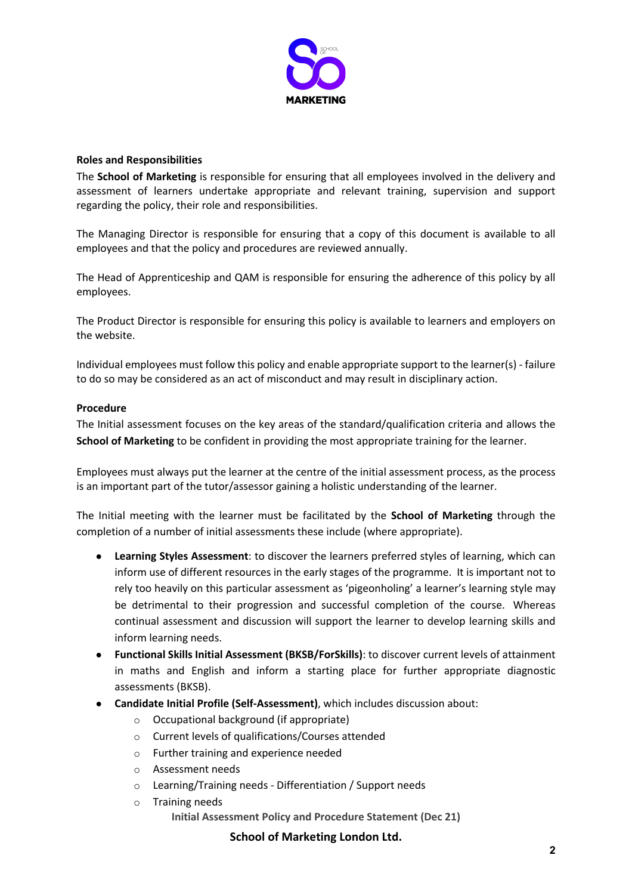**Roles and Responsibilities**

The **School of Marketing** is responsible for ensuring that all employees involved in the delivery and assessment of learners undertake appropriate and relevant training, supervision and support regarding the policy, their role and responsibilities.

The Managing Director is responsible for ensuring that a copy of this document is available to all employees and that the policy and procedures are reviewed annually.

The Head of Apprenticeship and QAM is responsible for ensuring the adherence of this policy by all employees.

The Product Director is responsible for ensuring this policy is available to learners and employers on the website.

Individual employees must follow this policy and enable appropriate support to the learner(s) - failure to do so may be considered as an act of misconduct and may result in disciplinary action.

**Procedure**

The Initial assessment focuses on the key areas of the standard/qualification criteria and allows the **School of Marketing** to be confident in providing the most appropriate training for the learner.

Employees must always put the learner at the centre of the initial assessment process, as the process is an important part of the tutor/assessor gaining a holistic understanding of the learner.

The Initial meeting with the learner must be facilitated by the **School of Marketing** through the completion of a number of initial assessments these include (where appropriate).

- **Learning Styles Assessment**: to discover the learners preferred styles of learning, which can inform use of different resources in the early stages of the programme. It is important not to rely too heavily on this particular assessment as 'pigeonholing' a learner's learning style may be detrimental to their progression and successful completion of the course. Whereas continual assessment and discussion will support the learner to develop learning skills and inform learning needs.
- **Functional Skills Initial Assessment (BKSB/ForSkills)**: to discover current levels of attainment in maths and English and inform a starting place for further appropriate diagnostic assessments (BKSB).
- **Candidate Initial Profile (Self-Assessment)**, which includes discussion about:
  - Occupational background (if appropriate)
  - Current levels of qualifications/Courses attended
  - Further training and experience needed
  - Assessment needs
  - Learning/Training needs - Differentiation / Support needs
  - Training needs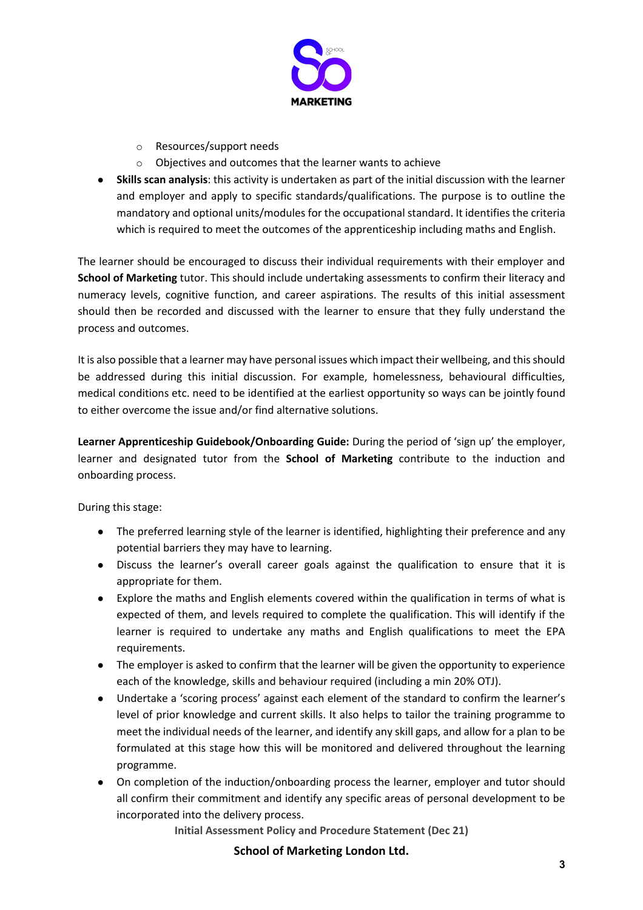- Resources/support needs
    - Objectives and outcomes that the learner wants to achieve
- **Skills scan analysis**: this activity is undertaken as part of the initial discussion with the learner and employer and apply to specific standards/qualifications. The purpose is to outline the mandatory and optional units/modules for the occupational standard. It identifies the criteria which is required to meet the outcomes of the apprenticeship including maths and English.

The learner should be encouraged to discuss their individual requirements with their employer and **School of Marketing** tutor. This should include undertaking assessments to confirm their literacy and numeracy levels, cognitive function, and career aspirations. The results of this initial assessment should then be recorded and discussed with the learner to ensure that they fully understand the process and outcomes.

It is also possible that a learner may have personal issues which impact their wellbeing, and this should be addressed during this initial discussion. For example, homelessness, behavioural difficulties, medical conditions etc. need to be identified at the earliest opportunity so ways can be jointly found to either overcome the issue and/or find alternative solutions.

**Learner Apprenticeship Guidebook/Onboarding Guide:** During the period of 'sign up' the employer, learner and designated tutor from the **School of Marketing** contribute to the induction and onboarding process.

During this stage:

- The preferred learning style of the learner is identified, highlighting their preference and any potential barriers they may have to learning.
- Discuss the learner's overall career goals against the qualification to ensure that it is appropriate for them.
- Explore the maths and English elements covered within the qualification in terms of what is expected of them, and levels required to complete the qualification. This will identify if the learner is required to undertake any maths and English qualifications to meet the EPA requirements.
- The employer is asked to confirm that the learner will be given the opportunity to experience each of the knowledge, skills and behaviour required (including a min 20% OTJ).
- Undertake a 'scoring process' against each element of the standard to confirm the learner's level of prior knowledge and current skills. It also helps to tailor the training programme to meet the individual needs of the learner, and identify any skill gaps, and allow for a plan to be formulated at this stage how this will be monitored and delivered throughout the learning programme.
- On completion of the induction/onboarding process the learner, employer and tutor should all confirm their commitment and identify any specific areas of personal development to be incorporated into the delivery process.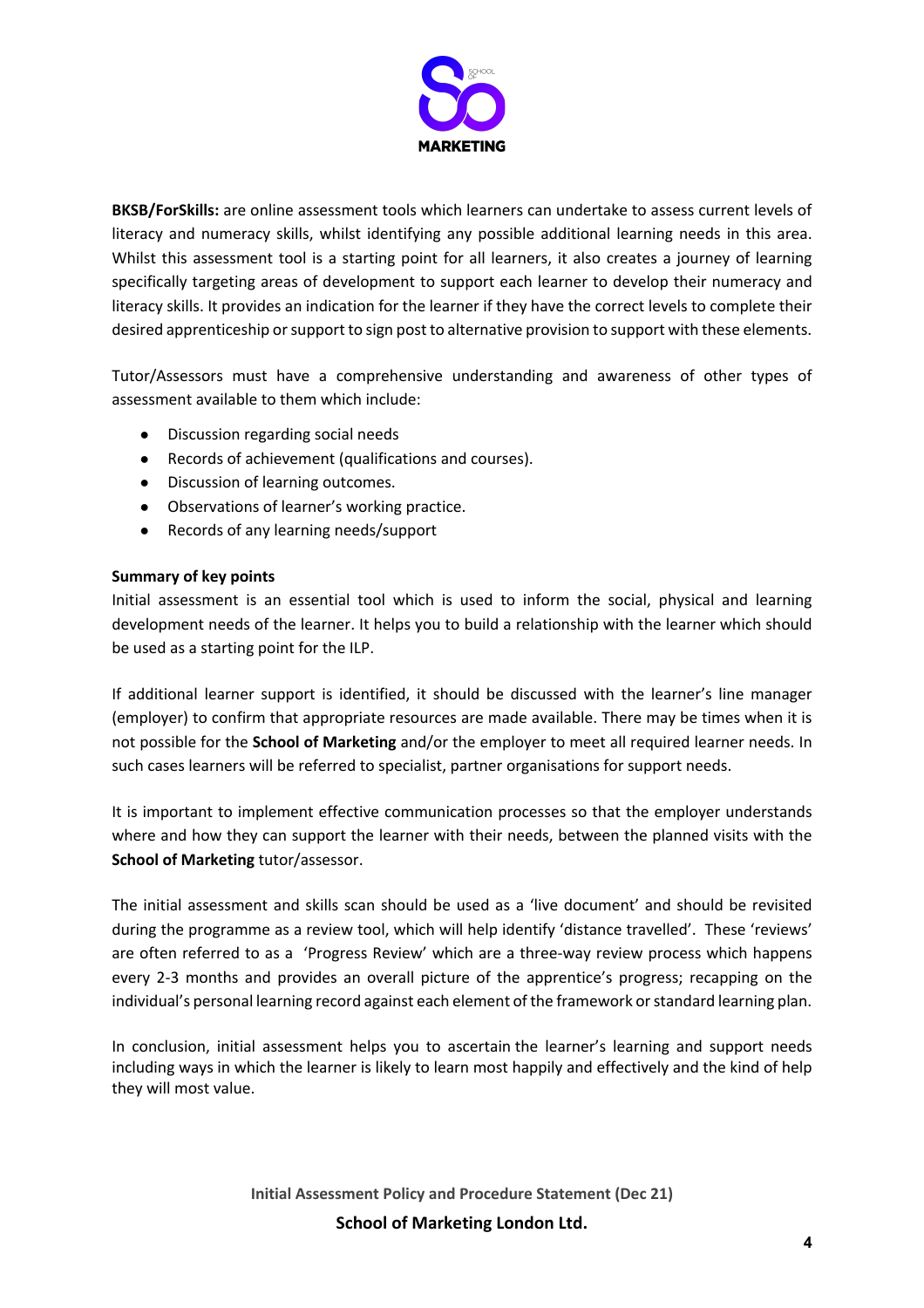**BKSB/ForSkills:** are online assessment tools which learners can undertake to assess current levels of literacy and numeracy skills, whilst identifying any possible additional learning needs in this area. Whilst this assessment tool is a starting point for all learners, it also creates a journey of learning specifically targeting areas of development to support each learner to develop their numeracy and literacy skills. It provides an indication for the learner if they have the correct levels to complete their desired apprenticeship or support to sign post to alternative provision to support with these elements.

Tutor/Assessors must have a comprehensive understanding and awareness of other types of assessment available to them which include:

- Discussion regarding social needs
- Records of achievement (qualifications and courses).
- Discussion of learning outcomes.
- Observations of learner's working practice.
- Records of any learning needs/support

**Summary of key points**

Initial assessment is an essential tool which is used to inform the social, physical and learning development needs of the learner. It helps you to build a relationship with the learner which should be used as a starting point for the ILP.

If additional learner support is identified, it should be discussed with the learner's line manager (employer) to confirm that appropriate resources are made available. There may be times when it is not possible for the **School of Marketing** and/or the employer to meet all required learner needs. In such cases learners will be referred to specialist, partner organisations for support needs.

It is important to implement effective communication processes so that the employer understands where and how they can support the learner with their needs, between the planned visits with the **School of Marketing** tutor/assessor.

The initial assessment and skills scan should be used as a 'live document' and should be revisited during the programme as a review tool, which will help identify 'distance travelled'. These 'reviews' are often referred to as a 'Progress Review' which are a three-way review process which happens every 2-3 months and provides an overall picture of the apprentice's progress; recapping on the individual's personal learning record against each element of the framework or standard learning plan.

In conclusion, initial assessment helps you to ascertain the learner's learning and support needs including ways in which the learner is likely to learn most happily and effectively and the kind of help they will most value.